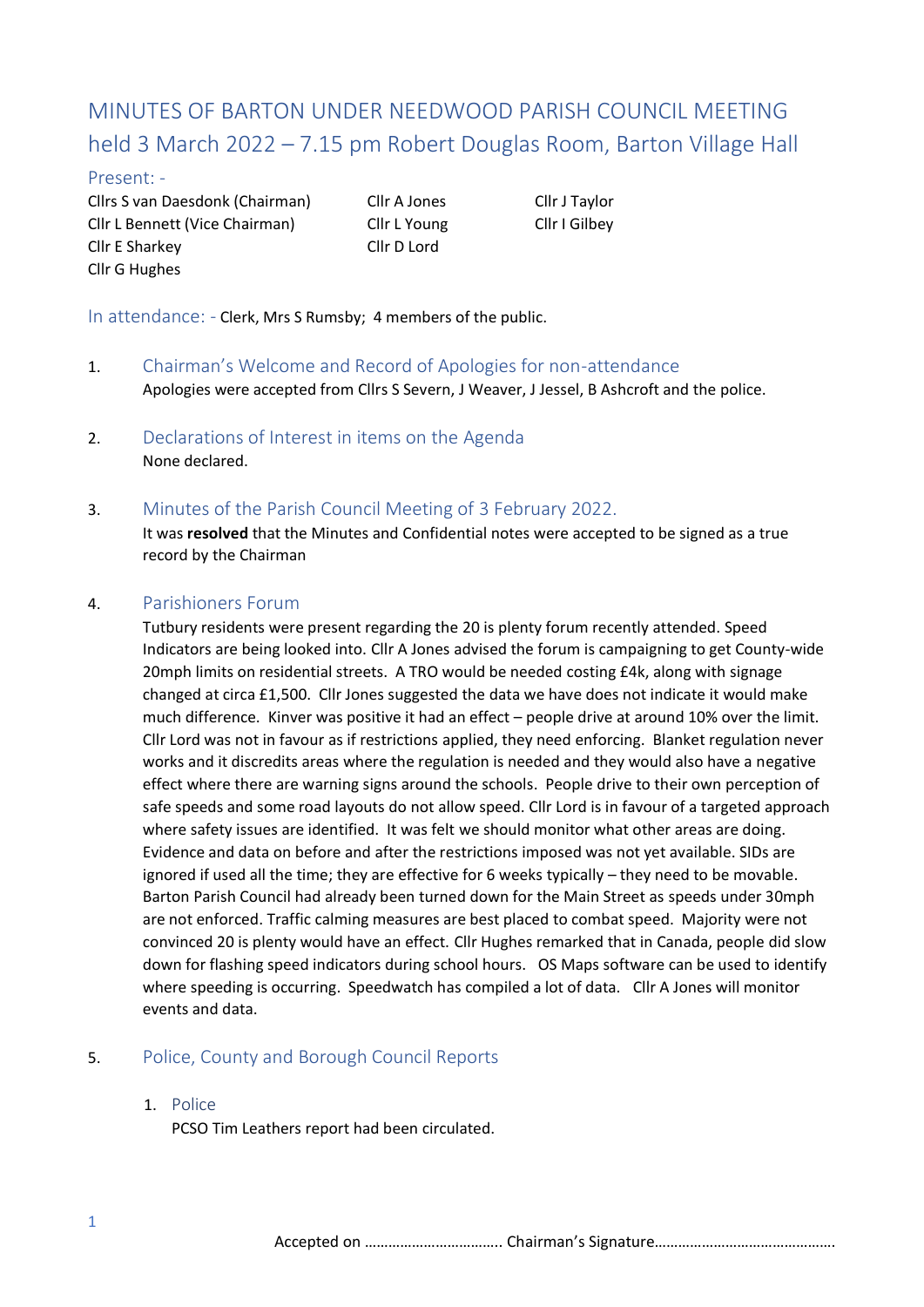# MINUTES OF BARTON UNDER NEEDWOOD PARISH COUNCIL MEETING held 3 March 2022 – 7.15 pm Robert Douglas Room, Barton Village Hall

## Present: -

Cllrs S van Daesdonk (Chairman)
Cllr L Bennett (Vice Chairman)
Cllr E Sharkey
Cllr G Hughes
Cllr A Jones
Cllr L Young
Cllr D Lord
Cllr J Taylor
Cllr I Gilbey

**In attendance: -** Clerk, Mrs S Rumsby; 4 members of the public.

## 1. Chairman's Welcome and Record of Apologies for non-attendance

Apologies were accepted from Cllrs S Severn, J Weaver, J Jessel, B Ashcroft and the police.

## 2. Declarations of Interest in items on the Agenda

None declared.

## 3. Minutes of the Parish Council Meeting of 3 February 2022.

It was **resolved** that the Minutes and Confidential notes were accepted to be signed as a true record by the Chairman

## 4. Parishioners Forum

Tutbury residents were present regarding the 20 is plenty forum recently attended. Speed Indicators are being looked into. Cllr A Jones advised the forum is campaigning to get County-wide 20mph limits on residential streets. A TRO would be needed costing £4k, along with signage changed at circa £1,500. Cllr Jones suggested the data we have does not indicate it would make much difference. Kinver was positive it had an effect – people drive at around 10% over the limit. Cllr Lord was not in favour as if restrictions applied, they need enforcing. Blanket regulation never works and it discredits areas where the regulation is needed and they would also have a negative effect where there are warning signs around the schools. People drive to their own perception of safe speeds and some road layouts do not allow speed. Cllr Lord is in favour of a targeted approach where safety issues are identified. It was felt we should monitor what other areas are doing. Evidence and data on before and after the restrictions imposed was not yet available. SIDs are ignored if used all the time; they are effective for 6 weeks typically – they need to be movable. Barton Parish Council had already been turned down for the Main Street as speeds under 30mph are not enforced. Traffic calming measures are best placed to combat speed. Majority were not convinced 20 is plenty would have an effect. Cllr Hughes remarked that in Canada, people did slow down for flashing speed indicators during school hours. OS Maps software can be used to identify where speeding is occurring. Speedwatch has compiled a lot of data. Cllr A Jones will monitor events and data.

## 5. Police, County and Borough Council Reports

### 1. Police

PCSO Tim Leathers report had been circulated.

Accepted on ……………………………. Chairman's Signature………………………………………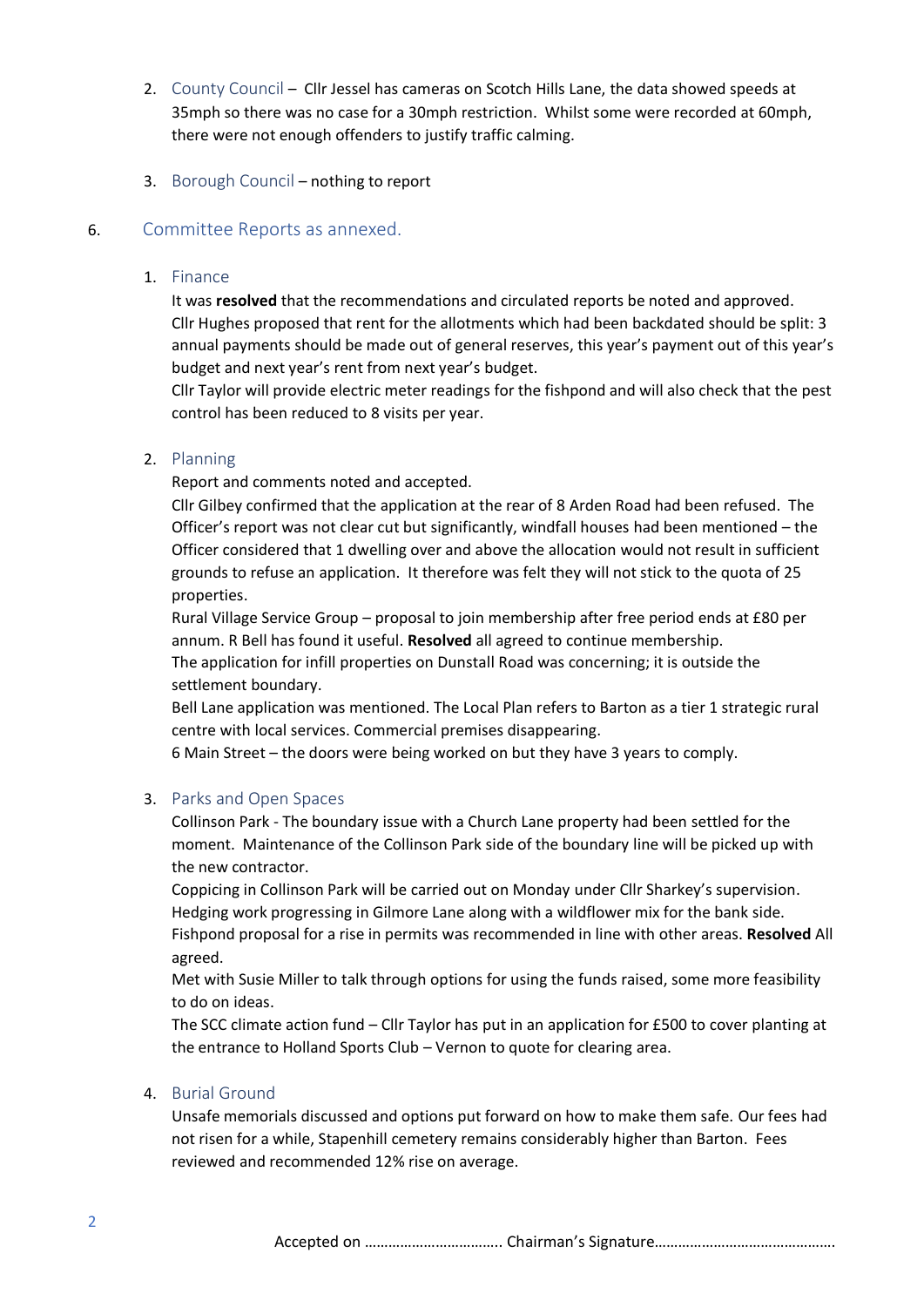2. County Council – Cllr Jessel has cameras on Scotch Hills Lane, the data showed speeds at 35mph so there was no case for a 30mph restriction. Whilst some were recorded at 60mph, there were not enough offenders to justify traffic calming.

3. Borough Council – nothing to report

## 6. Committee Reports as annexed.

1. Finance

   It was **resolved** that the recommendations and circulated reports be noted and approved.
   Cllr Hughes proposed that rent for the allotments which had been backdated should be split: 3 annual payments should be made out of general reserves, this year's payment out of this year's budget and next year's rent from next year's budget.
   Cllr Taylor will provide electric meter readings for the fishpond and will also check that the pest control has been reduced to 8 visits per year.

2. Planning

   Report and comments noted and accepted.
   Cllr Gilbey confirmed that the application at the rear of 8 Arden Road had been refused. The Officer's report was not clear cut but significantly, windfall houses had been mentioned – the Officer considered that 1 dwelling over and above the allocation would not result in sufficient grounds to refuse an application. It therefore was felt they will not stick to the quota of 25 properties.
   Rural Village Service Group – proposal to join membership after free period ends at £80 per annum. R Bell has found it useful. **Resolved** all agreed to continue membership.
   The application for infill properties on Dunstall Road was concerning; it is outside the settlement boundary.
   Bell Lane application was mentioned. The Local Plan refers to Barton as a tier 1 strategic rural centre with local services. Commercial premises disappearing.
   6 Main Street – the doors were being worked on but they have 3 years to comply.

3. Parks and Open Spaces

   Collinson Park - The boundary issue with a Church Lane property had been settled for the moment. Maintenance of the Collinson Park side of the boundary line will be picked up with the new contractor.
   Coppicing in Collinson Park will be carried out on Monday under Cllr Sharkey's supervision.
   Hedging work progressing in Gilmore Lane along with a wildflower mix for the bank side.
   Fishpond proposal for a rise in permits was recommended in line with other areas. **Resolved** All agreed.
   Met with Susie Miller to talk through options for using the funds raised, some more feasibility to do on ideas.
   The SCC climate action fund – Cllr Taylor has put in an application for £500 to cover planting at the entrance to Holland Sports Club – Vernon to quote for clearing area.

4. Burial Ground

   Unsafe memorials discussed and options put forward on how to make them safe. Our fees had not risen for a while, Stapenhill cemetery remains considerably higher than Barton. Fees reviewed and recommended 12% rise on average.

Accepted on …………………………….. Chairman's Signature……………………………………….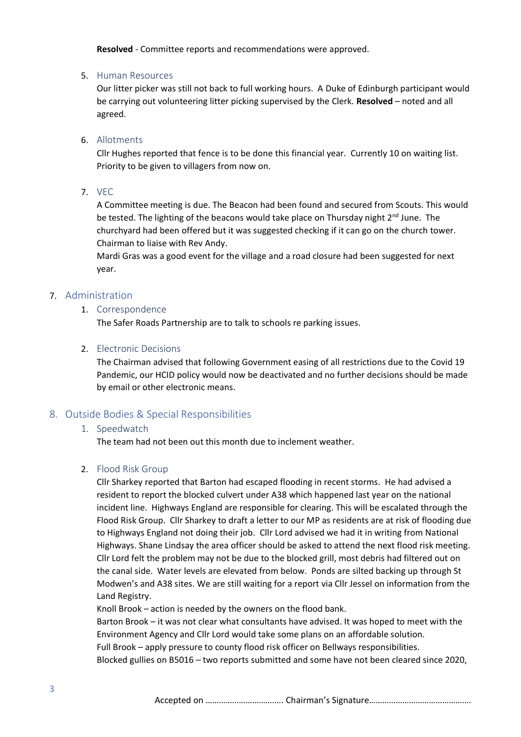**Resolved** - Committee reports and recommendations were approved.

5. Human Resources

   Our litter picker was still not back to full working hours. A Duke of Edinburgh participant would be carrying out volunteering litter picking supervised by the Clerk. **Resolved** – noted and all agreed.

6. Allotments

   Cllr Hughes reported that fence is to be done this financial year. Currently 10 on waiting list. Priority to be given to villagers from now on.

7. VEC

   A Committee meeting is due. The Beacon had been found and secured from Scouts. This would be tested. The lighting of the beacons would take place on Thursday night 2nd June. The churchyard had been offered but it was suggested checking if it can go on the church tower. Chairman to liaise with Rev Andy.

   Mardi Gras was a good event for the village and a road closure had been suggested for next year.

## 7. Administration

### 1. Correspondence

The Safer Roads Partnership are to talk to schools re parking issues.

### 2. Electronic Decisions

The Chairman advised that following Government easing of all restrictions due to the Covid 19 Pandemic, our HCID policy would now be deactivated and no further decisions should be made by email or other electronic means.

## 8. Outside Bodies & Special Responsibilities

### 1. Speedwatch

The team had not been out this month due to inclement weather.

### 2. Flood Risk Group

Cllr Sharkey reported that Barton had escaped flooding in recent storms. He had advised a resident to report the blocked culvert under A38 which happened last year on the national incident line. Highways England are responsible for clearing. This will be escalated through the Flood Risk Group. Cllr Sharkey to draft a letter to our MP as residents are at risk of flooding due to Highways England not doing their job. Cllr Lord advised we had it in writing from National Highways. Shane Lindsay the area officer should be asked to attend the next flood risk meeting. Cllr Lord felt the problem may not be due to the blocked grill, most debris had filtered out on the canal side. Water levels are elevated from below. Ponds are silted backing up through St Modwen's and A38 sites. We are still waiting for a report via Cllr Jessel on information from the Land Registry.

Knoll Brook – action is needed by the owners on the flood bank.

Barton Brook – it was not clear what consultants have advised. It was hoped to meet with the Environment Agency and Cllr Lord would take some plans on an affordable solution.

Full Brook – apply pressure to county flood risk officer on Bellways responsibilities.

Blocked gullies on B5016 – two reports submitted and some have not been cleared since 2020,

Accepted on …………………………….. Chairman's Signature……………………………………….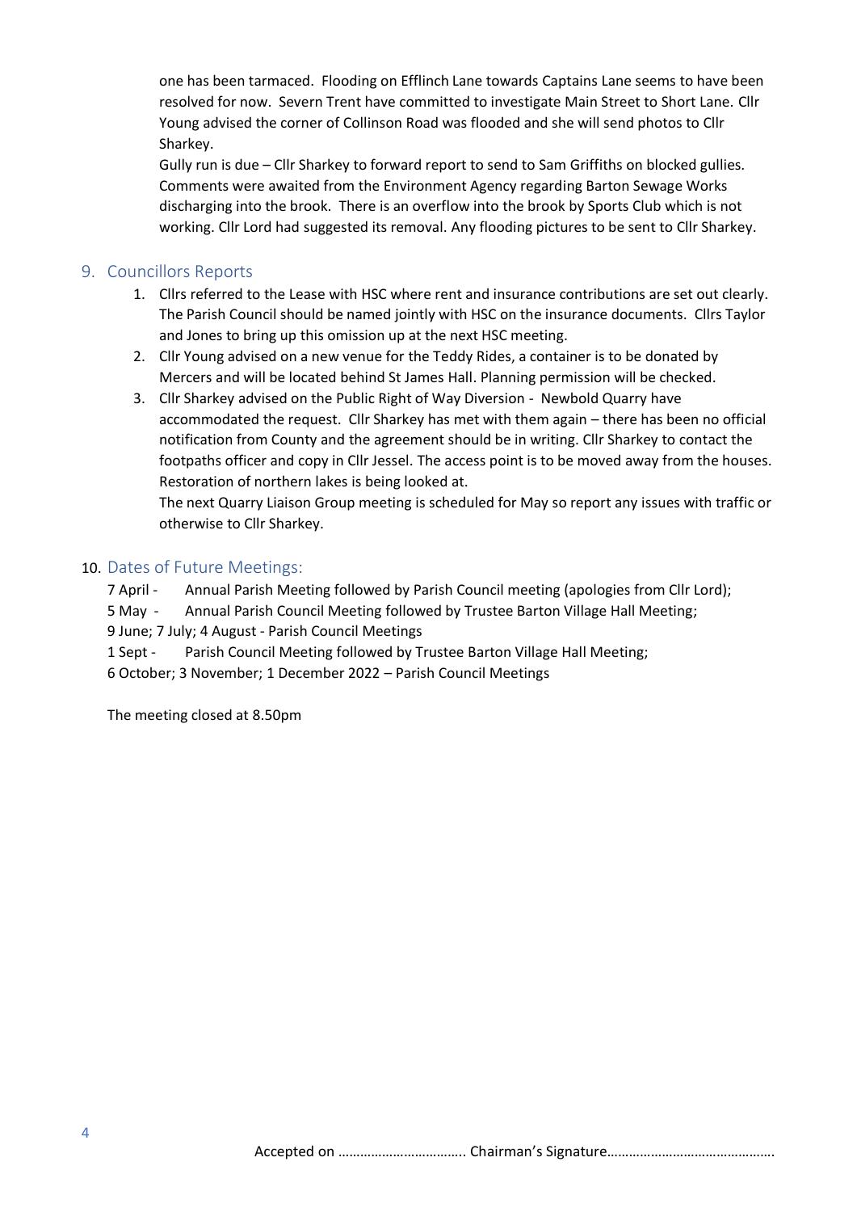one has been tarmaced. Flooding on Efflinch Lane towards Captains Lane seems to have been resolved for now. Severn Trent have committed to investigate Main Street to Short Lane. Cllr Young advised the corner of Collinson Road was flooded and she will send photos to Cllr Sharkey.

Gully run is due – Cllr Sharkey to forward report to send to Sam Griffiths on blocked gullies. Comments were awaited from the Environment Agency regarding Barton Sewage Works discharging into the brook. There is an overflow into the brook by Sports Club which is not working. Cllr Lord had suggested its removal. Any flooding pictures to be sent to Cllr Sharkey.

## 9. Councillors Reports

1. Cllrs referred to the Lease with HSC where rent and insurance contributions are set out clearly. The Parish Council should be named jointly with HSC on the insurance documents. Cllrs Taylor and Jones to bring up this omission up at the next HSC meeting.
2. Cllr Young advised on a new venue for the Teddy Rides, a container is to be donated by Mercers and will be located behind St James Hall. Planning permission will be checked.
3. Cllr Sharkey advised on the Public Right of Way Diversion - Newbold Quarry have accommodated the request. Cllr Sharkey has met with them again – there has been no official notification from County and the agreement should be in writing. Cllr Sharkey to contact the footpaths officer and copy in Cllr Jessel. The access point is to be moved away from the houses. Restoration of northern lakes is being looked at.

   The next Quarry Liaison Group meeting is scheduled for May so report any issues with traffic or otherwise to Cllr Sharkey.

## 10. Dates of Future Meetings:

7 April - Annual Parish Meeting followed by Parish Council meeting (apologies from Cllr Lord);
5 May - Annual Parish Council Meeting followed by Trustee Barton Village Hall Meeting;
9 June; 7 July; 4 August - Parish Council Meetings
1 Sept - Parish Council Meeting followed by Trustee Barton Village Hall Meeting;
6 October; 3 November; 1 December 2022 – Parish Council Meetings

The meeting closed at 8.50pm

Accepted on …………………………….. Chairman's Signature……………………………………….